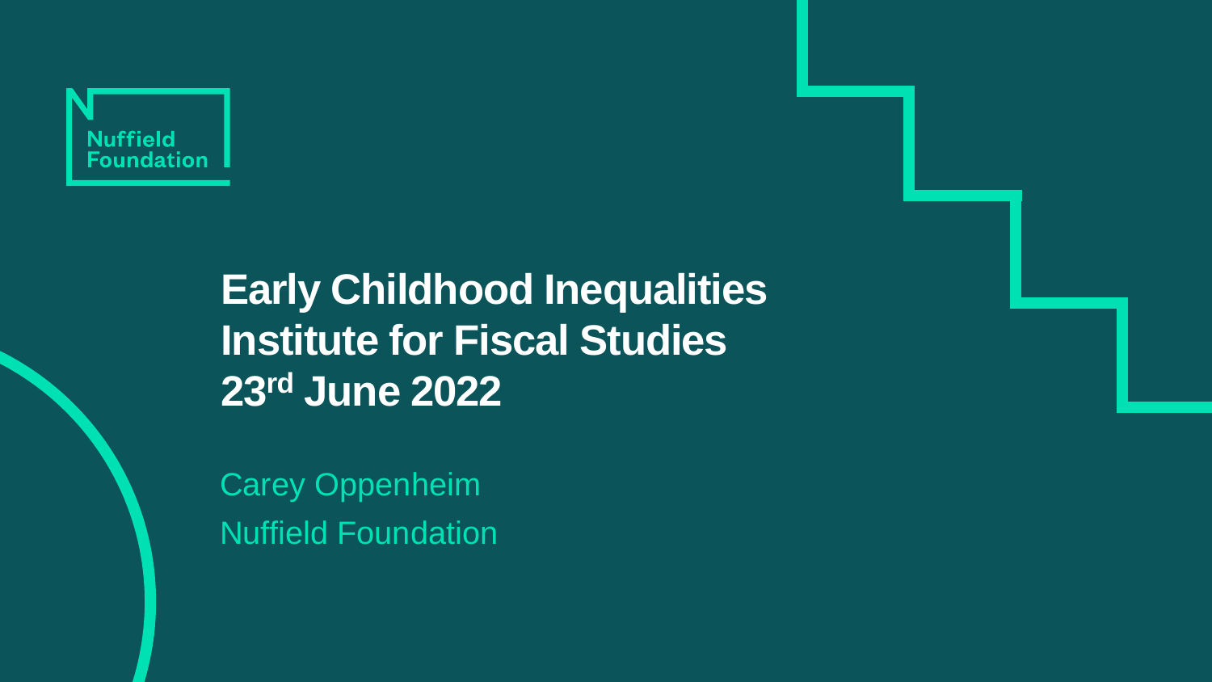Nuffield Foundation

# Early Childhood Inequalities
# Institute for Fiscal Studies
# 23rd June 2022

Carey Oppenheim

Nuffield Foundation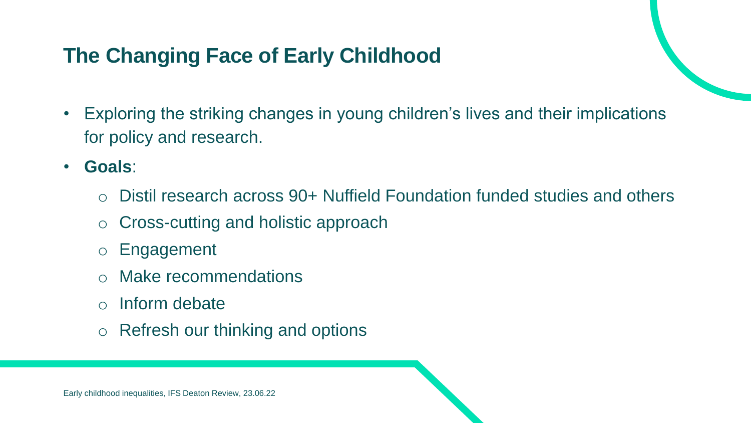## The Changing Face of Early Childhood

- Exploring the striking changes in young children's lives and their implications for policy and research.
- **Goals**:
  - Distil research across 90+ Nuffield Foundation funded studies and others
  - Cross-cutting and holistic approach
  - Engagement
  - Make recommendations
  - Inform debate
  - Refresh our thinking and options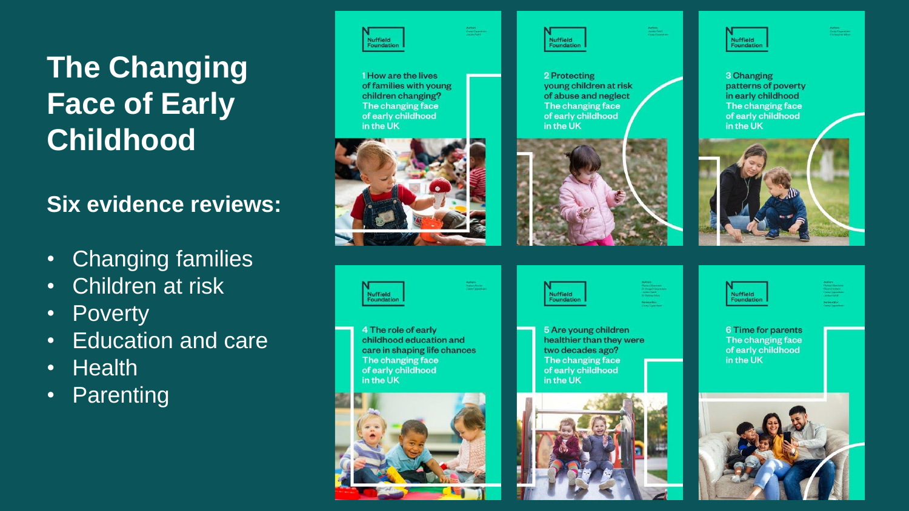# The Changing Face of Early Childhood

## Six evidence reviews:

- Changing families
- Children at risk
- Poverty
- Education and care
- Health
- Parenting

Nuffield Foundation

1 How are the lives of families with young children changing? The changing face of early childhood in the UK

Nuffield Foundation

2 Protecting young children at risk of abuse and neglect The changing face of early childhood in the UK

Nuffield Foundation

3 Changing patterns of poverty in early childhood The changing face of early childhood in the UK

Nuffield Foundation

4 The role of early childhood education and care in shaping life chances The changing face of early childhood in the UK

Nuffield Foundation

5 Are young children healthier than they were two decades ago? The changing face of early childhood in the UK

Nuffield Foundation

6 Time for parents The changing face of early childhood in the UK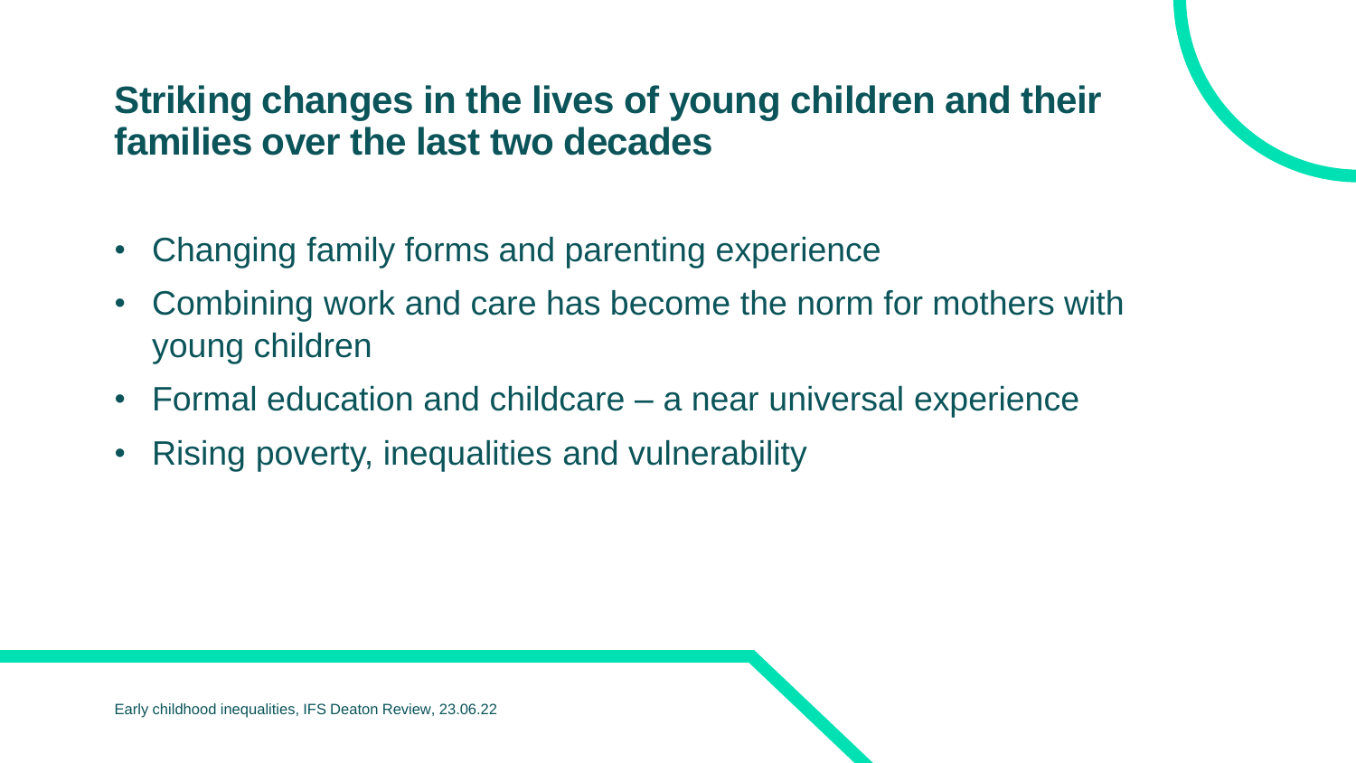## Striking changes in the lives of young children and their families over the last two decades

- Changing family forms and parenting experience
- Combining work and care has become the norm for mothers with young children
- Formal education and childcare – a near universal experience
- Rising poverty, inequalities and vulnerability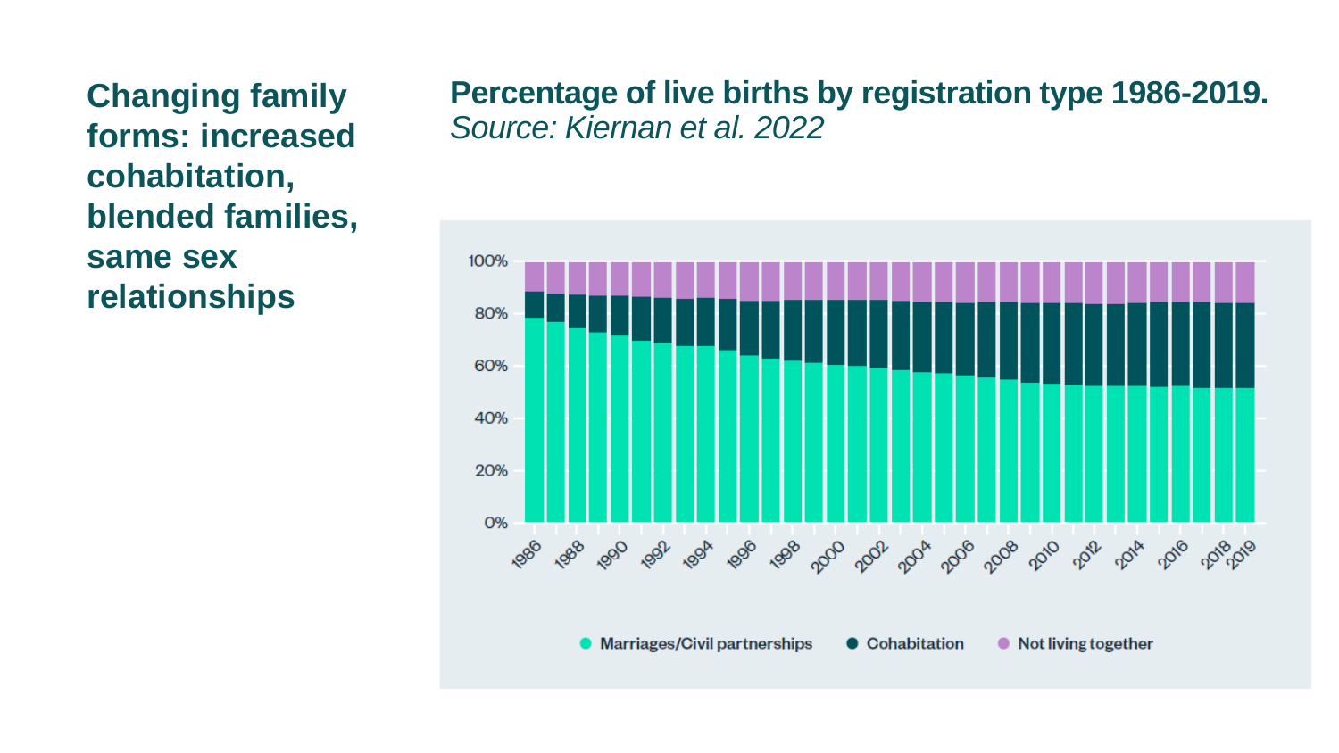# Changing family forms: increased cohabitation, blended families, same sex relationships

**Percentage of live births by registration type 1986-2019.**
*Source: Kiernan et al. 2022*

100%
80%
60%
40%
20%
0%

1986 1988 1990 1992 1994 1996 1998 2000 2002 2004 2006 2008 2010 2012 2014 2016 2018 2019

Marriages/Civil partnerships · Cohabitation · Not living together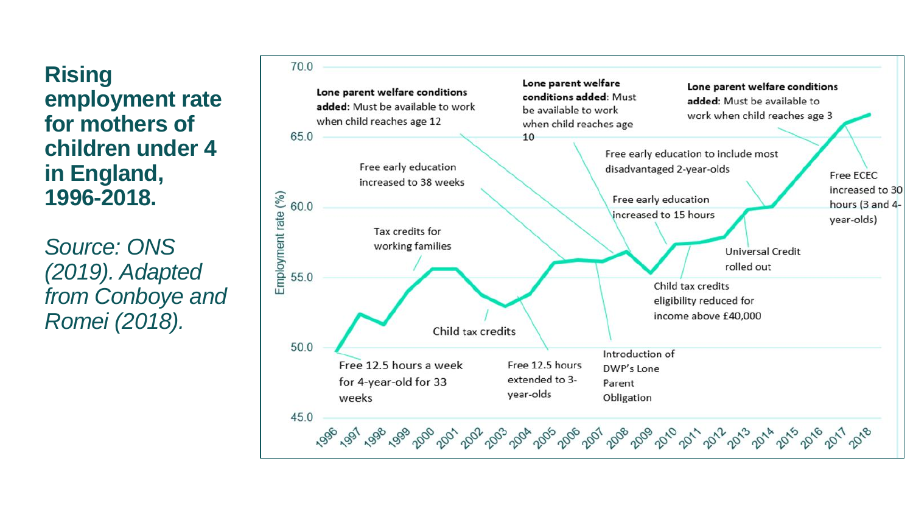**Rising employment rate for mothers of children under 4 in England, 1996-2018.**

*Source: ONS (2019). Adapted from Conboye and Romei (2018).*

Employment rate (%)

70.0 · 65.0 · 60.0 · 55.0 · 50.0 · 45.0

1996 · 1997 · 1998 · 1999 · 2000 · 2001 · 2002 · 2003 · 2004 · 2005 · 2006 · 2007 · 2008 · 2009 · 2010 · 2011 · 2012 · 2013 · 2014 · 2015 · 2016 · 2017 · 2018

- Free 12.5 hours a week for 4-year-old for 33 weeks
- Tax credits for working families
- Free early education increased to 38 weeks
- **Lone parent welfare conditions added:** Must be available to work when child reaches age 12
- Child tax credits
- Free 12.5 hours extended to 3-year-olds
- **Lone parent welfare conditions added:** Must be available to work when child reaches age 10
- Introduction of DWP's Lone Parent Obligation
- Free early education increased to 15 hours
- Child tax credits eligibility reduced for income above £40,000
- Free early education to include most disadvantaged 2-year-olds
- Universal Credit rolled out
- **Lone parent welfare conditions added:** Must be available to work when child reaches age 3
- Free ECEC increased to 30 hours (3 and 4-year-olds)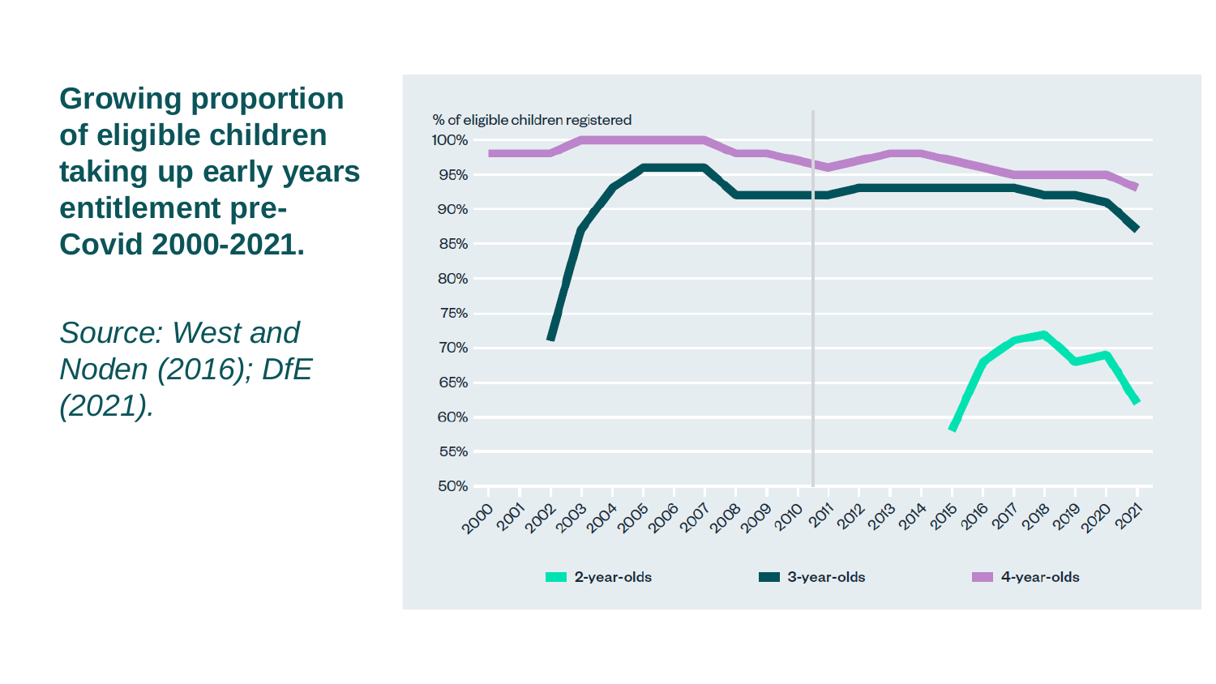## Growing proportion of eligible children taking up early years entitlement pre-Covid 2000-2021.

*Source: West and Noden (2016); DfE (2021).*

% of eligible children registered

2-year-olds | 3-year-olds | 4-year-olds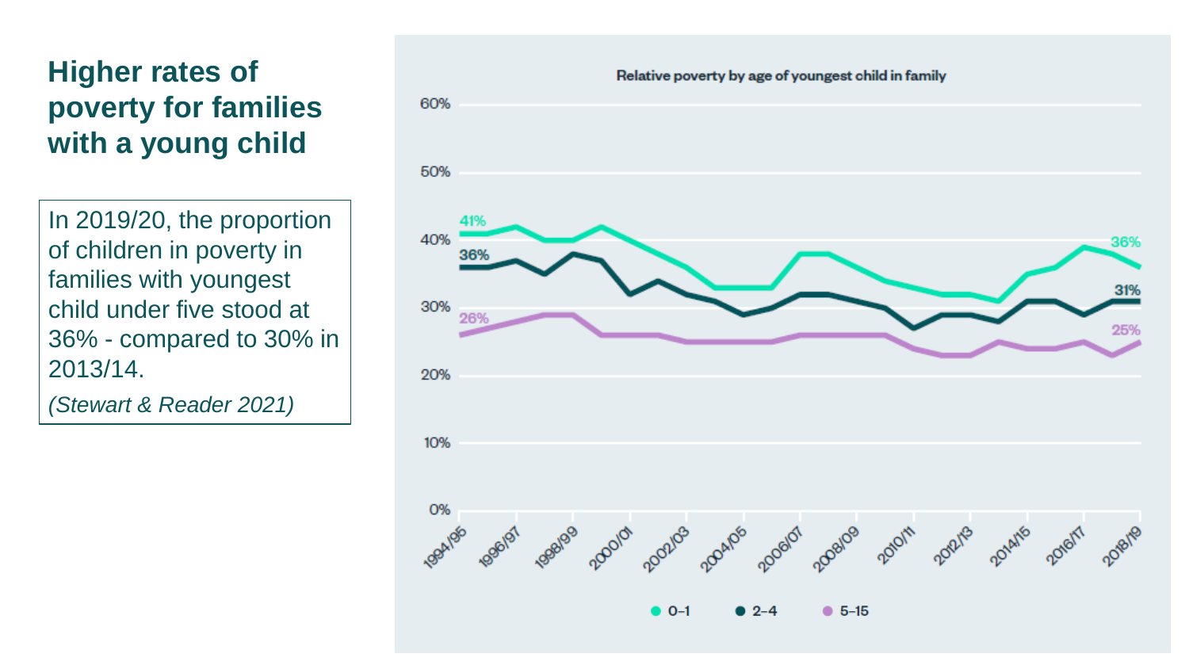# Higher rates of poverty for families with a young child

In 2019/20, the proportion of children in poverty in families with youngest child under five stood at 36% - compared to 30% in 2013/14.

*(Stewart & Reader 2021)*

Relative poverty by age of youngest child in family

60%
50%
40%
30%
20%
10%
0%

41%
36%
26%
36%
31%
25%

1994/95 1996/97 1998/99 2000/01 2002/03 2004/05 2006/07 2008/09 2010/11 2012/13 2014/15 2016/17 2018/19

0–1 2–4 5–15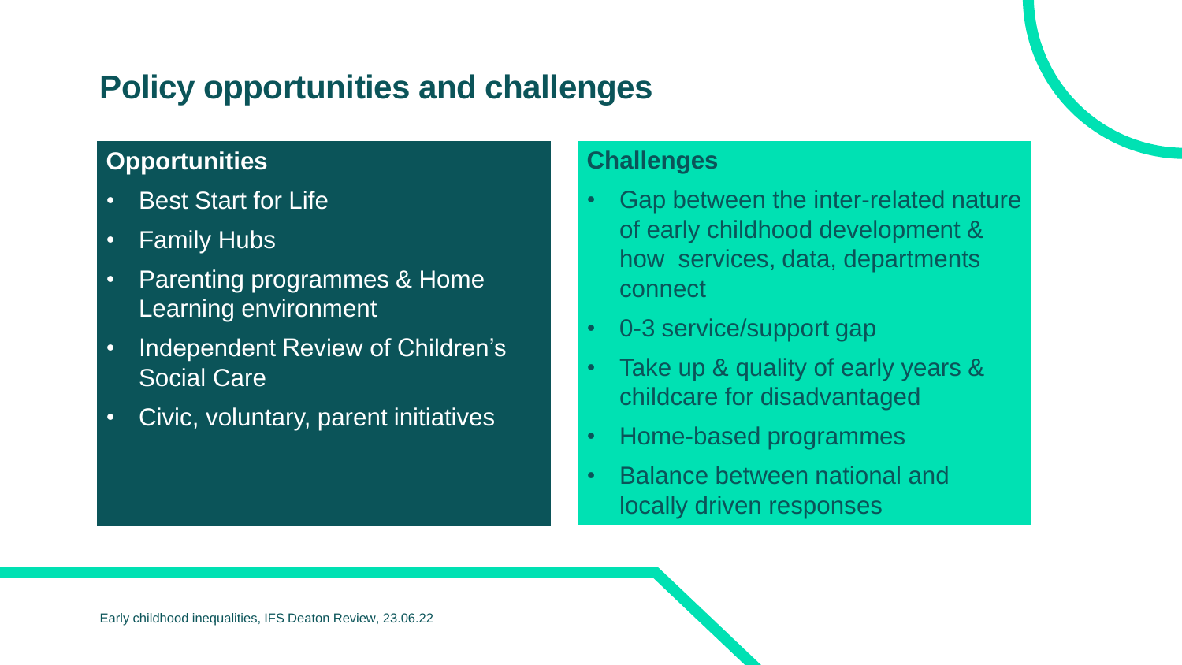# Policy opportunities and challenges

## Opportunities

- Best Start for Life
- Family Hubs
- Parenting programmes & Home Learning environment
- Independent Review of Children's Social Care
- Civic, voluntary, parent initiatives

## Challenges

- Gap between the inter-related nature of early childhood development & how services, data, departments connect
- 0-3 service/support gap
- Take up & quality of early years & childcare for disadvantaged
- Home-based programmes
- Balance between national and locally driven responses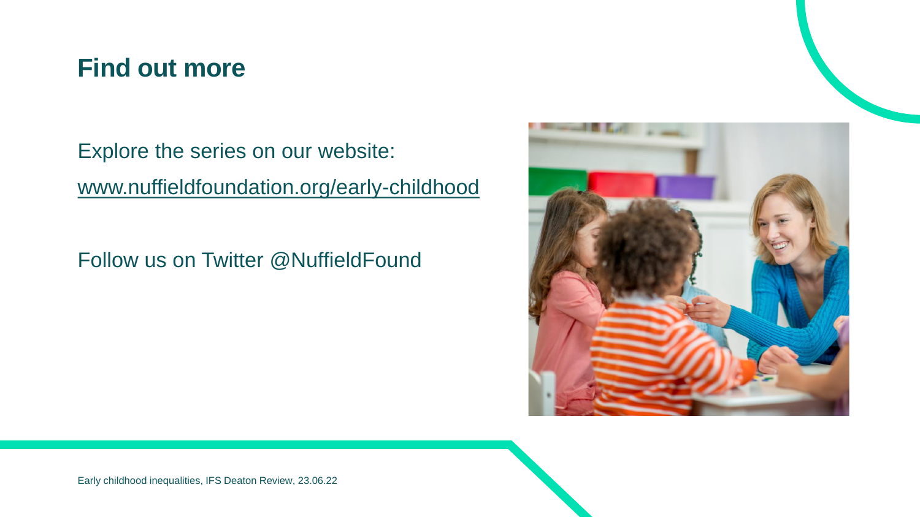# Find out more

Explore the series on our website:

www.nuffieldfoundation.org/early-childhood

Follow us on Twitter @NuffieldFound